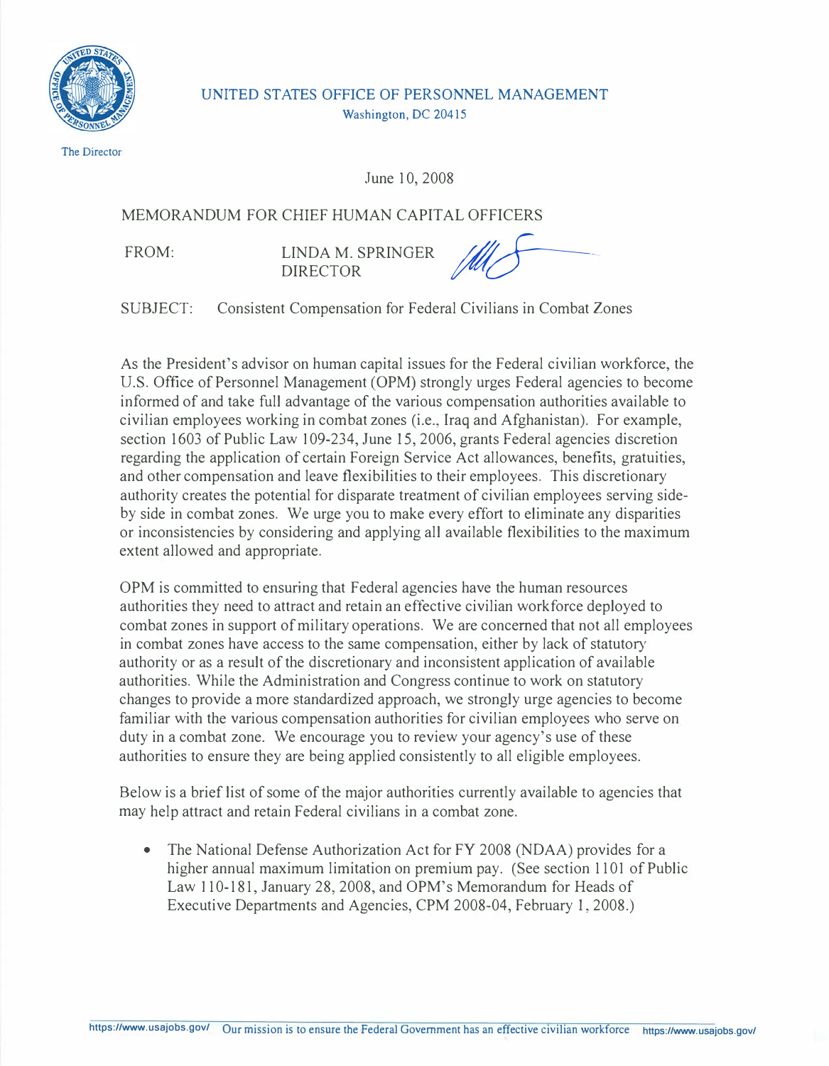UNITED STATES OFFICE OF PERSONNEL MANAGEMENT
Washington, DC 20415

The Director

June 10, 2008

MEMORANDUM FOR CHIEF HUMAN CAPITAL OFFICERS

FROM: LINDA M. SPRINGER
DIRECTOR

SUBJECT: Consistent Compensation for Federal Civilians in Combat Zones

As the President's advisor on human capital issues for the Federal civilian workforce, the U.S. Office of Personnel Management (OPM) strongly urges Federal agencies to become informed of and take full advantage of the various compensation authorities available to civilian employees working in combat zones (i.e., Iraq and Afghanistan). For example, section 1603 of Public Law 109-234, June 15, 2006, grants Federal agencies discretion regarding the application of certain Foreign Service Act allowances, benefits, gratuities, and other compensation and leave flexibilities to their employees. This discretionary authority creates the potential for disparate treatment of civilian employees serving side-by side in combat zones. We urge you to make every effort to eliminate any disparities or inconsistencies by considering and applying all available flexibilities to the maximum extent allowed and appropriate.

OPM is committed to ensuring that Federal agencies have the human resources authorities they need to attract and retain an effective civilian workforce deployed to combat zones in support of military operations. We are concerned that not all employees in combat zones have access to the same compensation, either by lack of statutory authority or as a result of the discretionary and inconsistent application of available authorities. While the Administration and Congress continue to work on statutory changes to provide a more standardized approach, we strongly urge agencies to become familiar with the various compensation authorities for civilian employees who serve on duty in a combat zone. We encourage you to review your agency's use of these authorities to ensure they are being applied consistently to all eligible employees.

Below is a brief list of some of the major authorities currently available to agencies that may help attract and retain Federal civilians in a combat zone.

- The National Defense Authorization Act for FY 2008 (NDAA) provides for a higher annual maximum limitation on premium pay. (See section 1101 of Public Law 110-181, January 28, 2008, and OPM's Memorandum for Heads of Executive Departments and Agencies, CPM 2008-04, February 1, 2008.)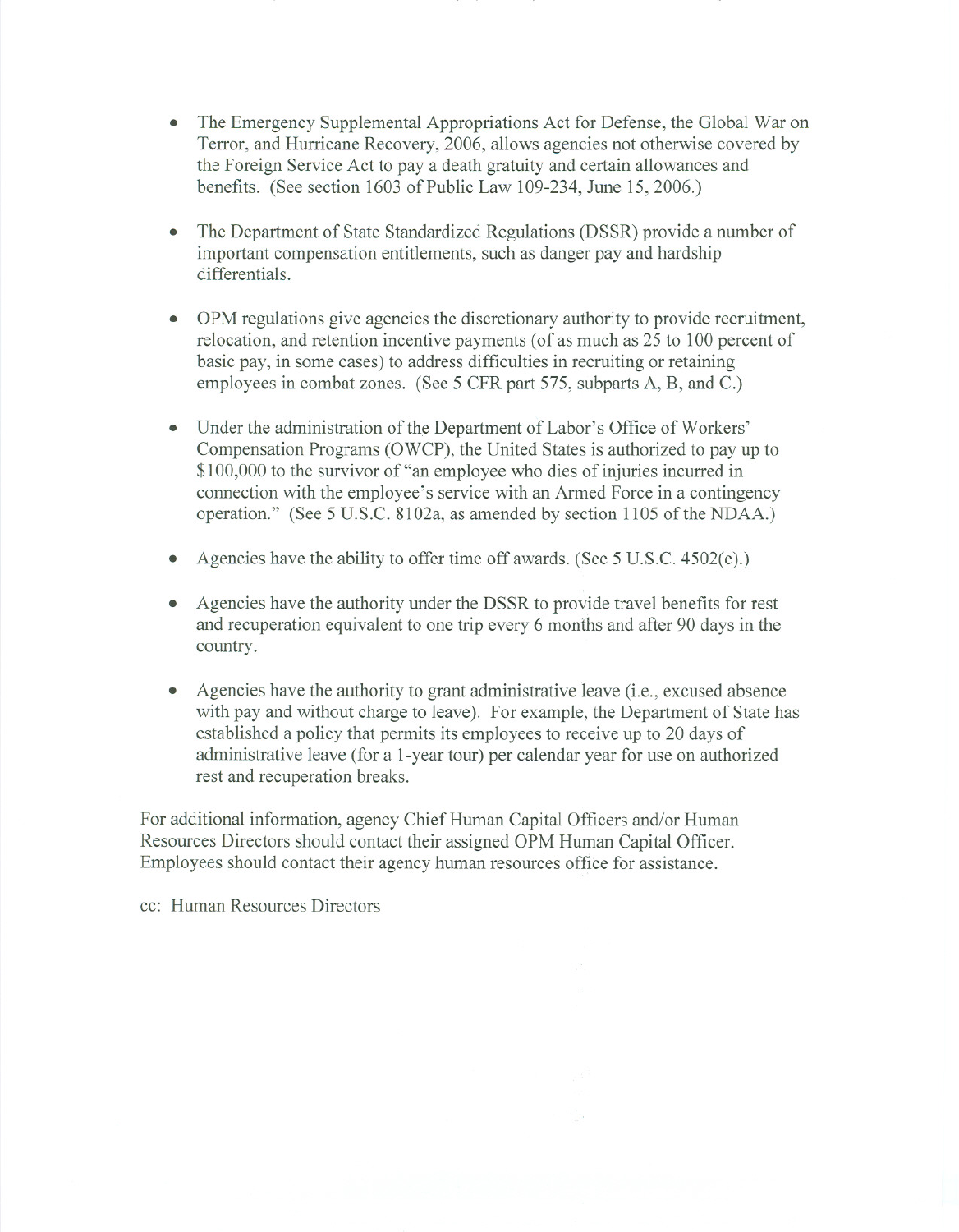- The Emergency Supplemental Appropriations Act for Defense, the Global War on Terror, and Hurricane Recovery, 2006, allows agencies not otherwise covered by the Foreign Service Act to pay a death gratuity and certain allowances and benefits. (See section 1603 of Public Law 109-234, June 15, 2006.)

- The Department of State Standardized Regulations (DSSR) provide a number of important compensation entitlements, such as danger pay and hardship differentials.

- OPM regulations give agencies the discretionary authority to provide recruitment, relocation, and retention incentive payments (of as much as 25 to 100 percent of basic pay, in some cases) to address difficulties in recruiting or retaining employees in combat zones. (See 5 CFR part 575, subparts A, B, and C.)

- Under the administration of the Department of Labor's Office of Workers' Compensation Programs (OWCP), the United States is authorized to pay up to $100,000 to the survivor of "an employee who dies of injuries incurred in connection with the employee's service with an Armed Force in a contingency operation." (See 5 U.S.C. 8102a, as amended by section 1105 of the NDAA.)

- Agencies have the ability to offer time off awards. (See 5 U.S.C. 4502(e).)

- Agencies have the authority under the DSSR to provide travel benefits for rest and recuperation equivalent to one trip every 6 months and after 90 days in the country.

- Agencies have the authority to grant administrative leave (i.e., excused absence with pay and without charge to leave). For example, the Department of State has established a policy that permits its employees to receive up to 20 days of administrative leave (for a 1-year tour) per calendar year for use on authorized rest and recuperation breaks.

For additional information, agency Chief Human Capital Officers and/or Human Resources Directors should contact their assigned OPM Human Capital Officer. Employees should contact their agency human resources office for assistance.

cc: Human Resources Directors